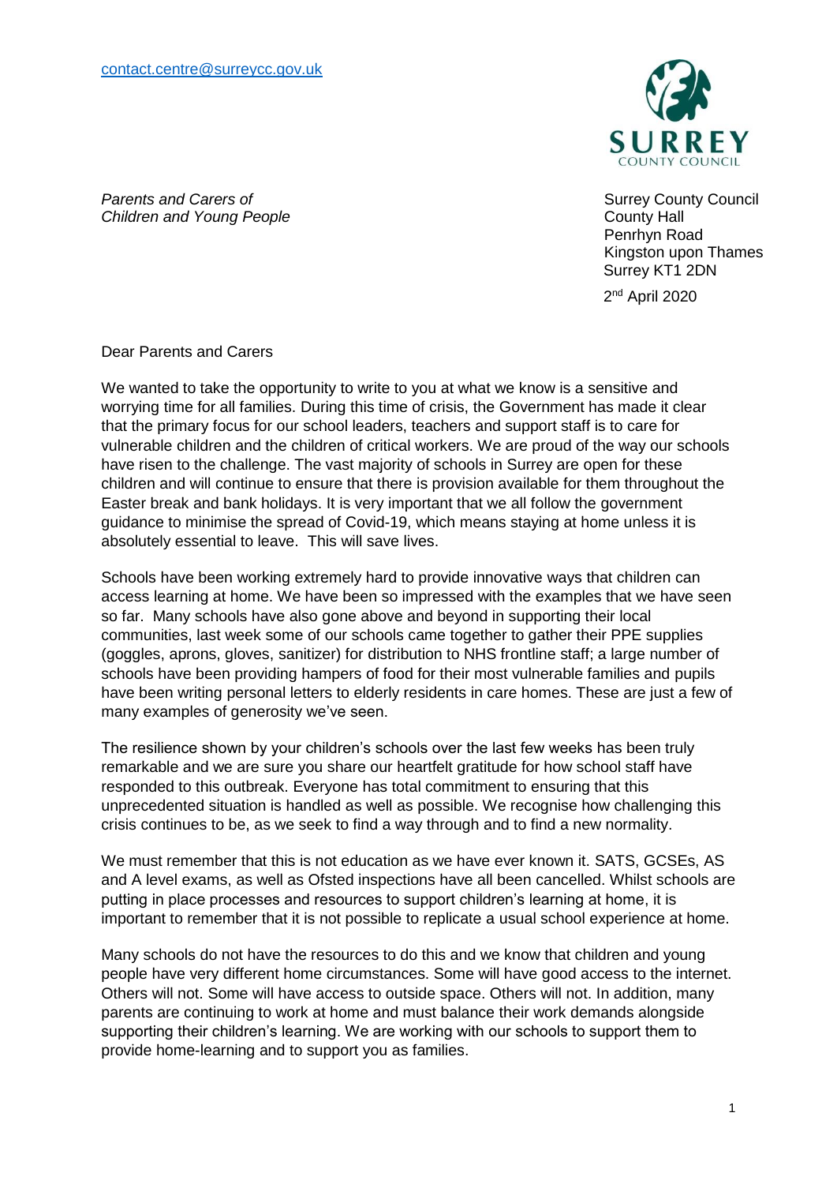[contact.centre@surreycc.gov.uk](mailto:contact.centre@surreycc.gov.uk)

SURREY
COUNTY COUNCIL

*Parents and Carers of*
*Children and Young People*

Surrey County Council
County Hall
Penrhyn Road
Kingston upon Thames
Surrey KT1 2DN

2nd April 2020

Dear Parents and Carers

We wanted to take the opportunity to write to you at what we know is a sensitive and worrying time for all families. During this time of crisis, the Government has made it clear that the primary focus for our school leaders, teachers and support staff is to care for vulnerable children and the children of critical workers. We are proud of the way our schools have risen to the challenge. The vast majority of schools in Surrey are open for these children and will continue to ensure that there is provision available for them throughout the Easter break and bank holidays. It is very important that we all follow the government guidance to minimise the spread of Covid-19, which means staying at home unless it is absolutely essential to leave. This will save lives.

Schools have been working extremely hard to provide innovative ways that children can access learning at home. We have been so impressed with the examples that we have seen so far. Many schools have also gone above and beyond in supporting their local communities, last week some of our schools came together to gather their PPE supplies (goggles, aprons, gloves, sanitizer) for distribution to NHS frontline staff; a large number of schools have been providing hampers of food for their most vulnerable families and pupils have been writing personal letters to elderly residents in care homes. These are just a few of many examples of generosity we've seen.

The resilience shown by your children's schools over the last few weeks has been truly remarkable and we are sure you share our heartfelt gratitude for how school staff have responded to this outbreak. Everyone has total commitment to ensuring that this unprecedented situation is handled as well as possible. We recognise how challenging this crisis continues to be, as we seek to find a way through and to find a new normality.

We must remember that this is not education as we have ever known it. SATS, GCSEs, AS and A level exams, as well as Ofsted inspections have all been cancelled. Whilst schools are putting in place processes and resources to support children's learning at home, it is important to remember that it is not possible to replicate a usual school experience at home.

Many schools do not have the resources to do this and we know that children and young people have very different home circumstances. Some will have good access to the internet. Others will not. Some will have access to outside space. Others will not. In addition, many parents are continuing to work at home and must balance their work demands alongside supporting their children's learning. We are working with our schools to support them to provide home-learning and to support you as families.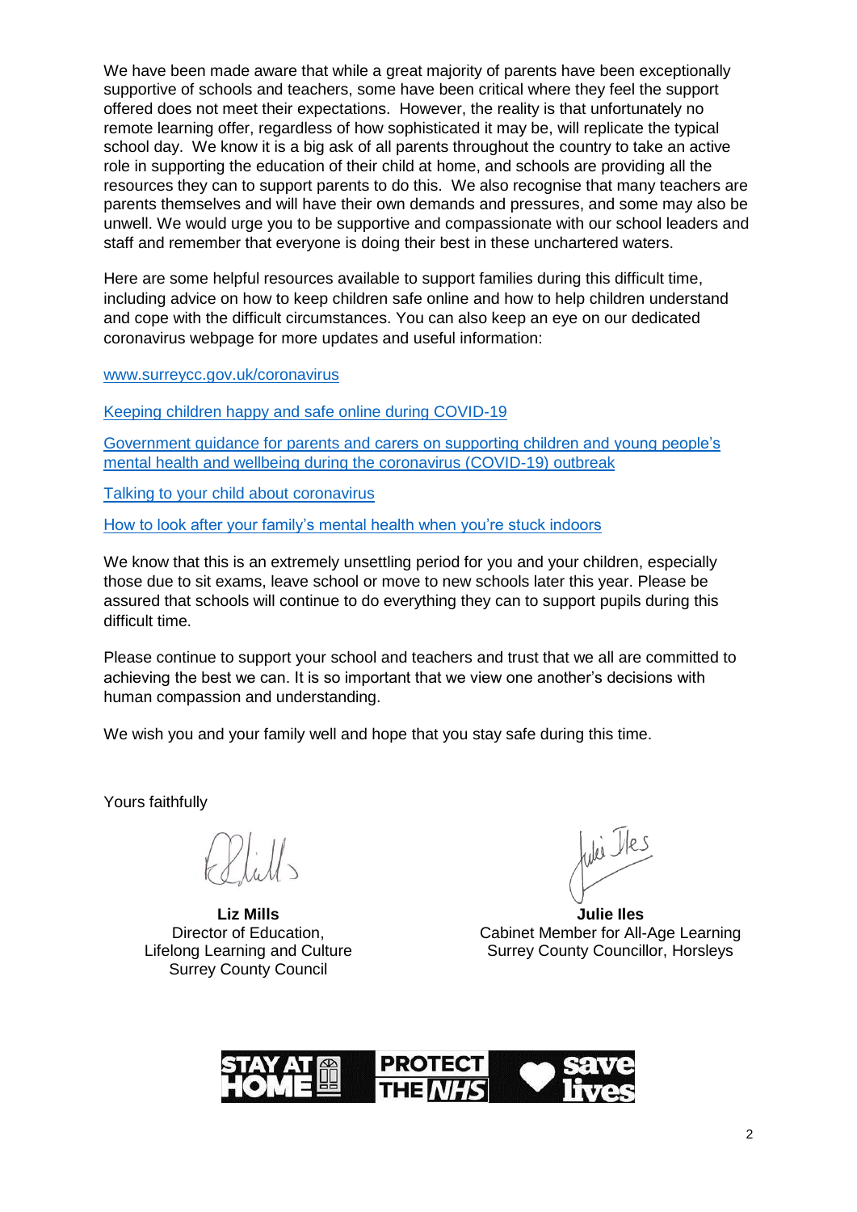We have been made aware that while a great majority of parents have been exceptionally supportive of schools and teachers, some have been critical where they feel the support offered does not meet their expectations. However, the reality is that unfortunately no remote learning offer, regardless of how sophisticated it may be, will replicate the typical school day. We know it is a big ask of all parents throughout the country to take an active role in supporting the education of their child at home, and schools are providing all the resources they can to support parents to do this. We also recognise that many teachers are parents themselves and will have their own demands and pressures, and some may also be unwell. We would urge you to be supportive and compassionate with our school leaders and staff and remember that everyone is doing their best in these unchartered waters.

Here are some helpful resources available to support families during this difficult time, including advice on how to keep children safe online and how to help children understand and cope with the difficult circumstances. You can also keep an eye on our dedicated coronavirus webpage for more updates and useful information:

www.surreycc.gov.uk/coronavirus

Keeping children happy and safe online during COVID-19

Government guidance for parents and carers on supporting children and young people's mental health and wellbeing during the coronavirus (COVID-19) outbreak

Talking to your child about coronavirus

How to look after your family's mental health when you're stuck indoors

We know that this is an extremely unsettling period for you and your children, especially those due to sit exams, leave school or move to new schools later this year. Please be assured that schools will continue to do everything they can to support pupils during this difficult time.

Please continue to support your school and teachers and trust that we all are committed to achieving the best we can. It is so important that we view one another's decisions with human compassion and understanding.

We wish you and your family well and hope that you stay safe during this time.

Yours faithfully

**Liz Mills**
Director of Education,
Lifelong Learning and Culture
Surrey County Council

**Julie Iles**
Cabinet Member for All-Age Learning
Surrey County Councillor, Horsleys

STAY AT HOME · PROTECT THE NHS · save lives